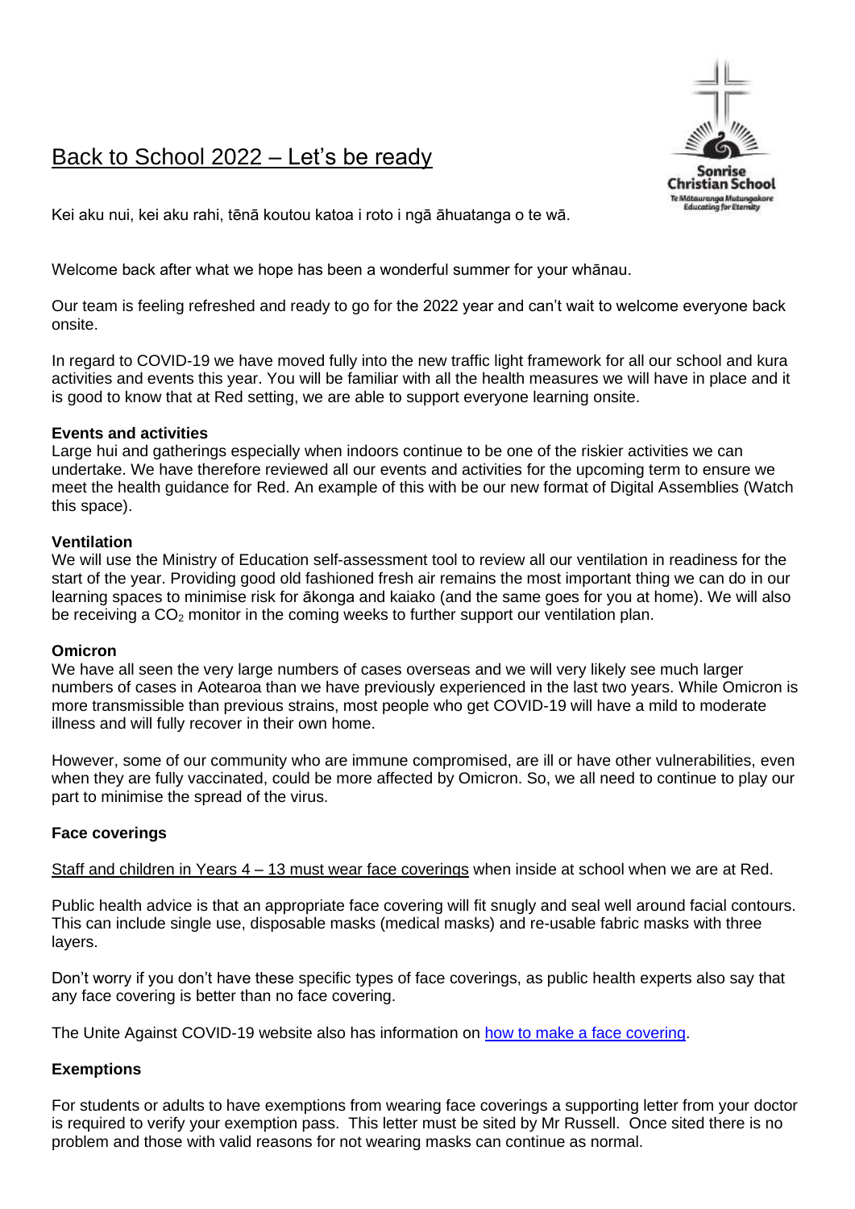# Back to School 2022 – Let's be ready

Sonrise Christian School
Te Mātauranga Mutungakore
Educating for Eternity

Kei aku nui, kei aku rahi, tēnā koutou katoa i roto i ngā āhuatanga o te wā.

Welcome back after what we hope has been a wonderful summer for your whānau.

Our team is feeling refreshed and ready to go for the 2022 year and can't wait to welcome everyone back onsite.

In regard to COVID-19 we have moved fully into the new traffic light framework for all our school and kura activities and events this year. You will be familiar with all the health measures we will have in place and it is good to know that at Red setting, we are able to support everyone learning onsite.

**Events and activities**
Large hui and gatherings especially when indoors continue to be one of the riskier activities we can undertake. We have therefore reviewed all our events and activities for the upcoming term to ensure we meet the health guidance for Red. An example of this with be our new format of Digital Assemblies (Watch this space).

**Ventilation**
We will use the Ministry of Education self-assessment tool to review all our ventilation in readiness for the start of the year. Providing good old fashioned fresh air remains the most important thing we can do in our learning spaces to minimise risk for ākonga and kaiako (and the same goes for you at home). We will also be receiving a $CO_2$ monitor in the coming weeks to further support our ventilation plan.

**Omicron**
We have all seen the very large numbers of cases overseas and we will very likely see much larger numbers of cases in Aotearoa than we have previously experienced in the last two years. While Omicron is more transmissible than previous strains, most people who get COVID-19 will have a mild to moderate illness and will fully recover in their own home.

However, some of our community who are immune compromised, are ill or have other vulnerabilities, even when they are fully vaccinated, could be more affected by Omicron. So, we all need to continue to play our part to minimise the spread of the virus.

**Face coverings**

Staff and children in Years 4 – 13 must wear face coverings when inside at school when we are at Red.

Public health advice is that an appropriate face covering will fit snugly and seal well around facial contours. This can include single use, disposable masks (medical masks) and re-usable fabric masks with three layers.

Don't worry if you don't have these specific types of face coverings, as public health experts also say that any face covering is better than no face covering.

The Unite Against COVID-19 website also has information on [how to make a face covering](how to make a face covering).

**Exemptions**

For students or adults to have exemptions from wearing face coverings a supporting letter from your doctor is required to verify your exemption pass. This letter must be sited by Mr Russell. Once sited there is no problem and those with valid reasons for not wearing masks can continue as normal.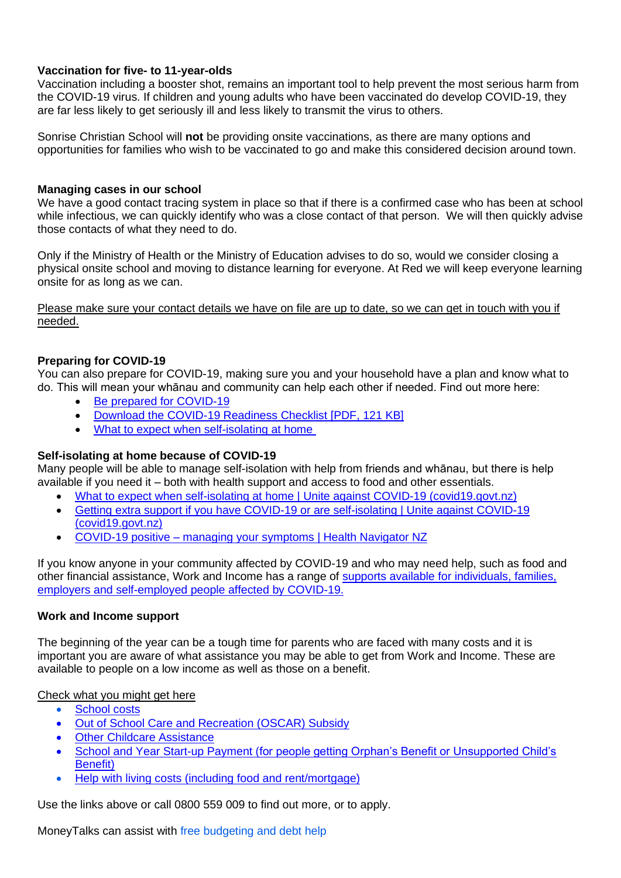**Vaccination for five- to 11-year-olds**
Vaccination including a booster shot, remains an important tool to help prevent the most serious harm from the COVID-19 virus. If children and young adults who have been vaccinated do develop COVID-19, they are far less likely to get seriously ill and less likely to transmit the virus to others.

Sonrise Christian School will **not** be providing onsite vaccinations, as there are many options and opportunities for families who wish to be vaccinated to go and make this considered decision around town.

**Managing cases in our school**
We have a good contact tracing system in place so that if there is a confirmed case who has been at school while infectious, we can quickly identify who was a close contact of that person. We will then quickly advise those contacts of what they need to do.

Only if the Ministry of Health or the Ministry of Education advises to do so, would we consider closing a physical onsite school and moving to distance learning for everyone. At Red we will keep everyone learning onsite for as long as we can.

Please make sure your contact details we have on file are up to date, so we can get in touch with you if needed.

**Preparing for COVID-19**
You can also prepare for COVID-19, making sure you and your household have a plan and know what to do. This will mean your whānau and community can help each other if needed. Find out more here:

- Be prepared for COVID-19
- Download the COVID-19 Readiness Checklist [PDF, 121 KB]
- What to expect when self-isolating at home

**Self-isolating at home because of COVID-19**
Many people will be able to manage self-isolation with help from friends and whānau, but there is help available if you need it – both with health support and access to food and other essentials.

- What to expect when self-isolating at home | Unite against COVID-19 (covid19.govt.nz)
- Getting extra support if you have COVID-19 or are self-isolating | Unite against COVID-19 (covid19.govt.nz)
- COVID-19 positive – managing your symptoms | Health Navigator NZ

If you know anyone in your community affected by COVID-19 and who may need help, such as food and other financial assistance, Work and Income has a range of supports available for individuals, families, employers and self-employed people affected by COVID-19.

**Work and Income support**

The beginning of the year can be a tough time for parents who are faced with many costs and it is important you are aware of what assistance you may be able to get from Work and Income. These are available to people on a low income as well as those on a benefit.

Check what you might get here

- School costs
- Out of School Care and Recreation (OSCAR) Subsidy
- Other Childcare Assistance
- School and Year Start-up Payment (for people getting Orphan's Benefit or Unsupported Child's Benefit)
- Help with living costs (including food and rent/mortgage)

Use the links above or call 0800 559 009 to find out more, or to apply.

MoneyTalks can assist with free budgeting and debt help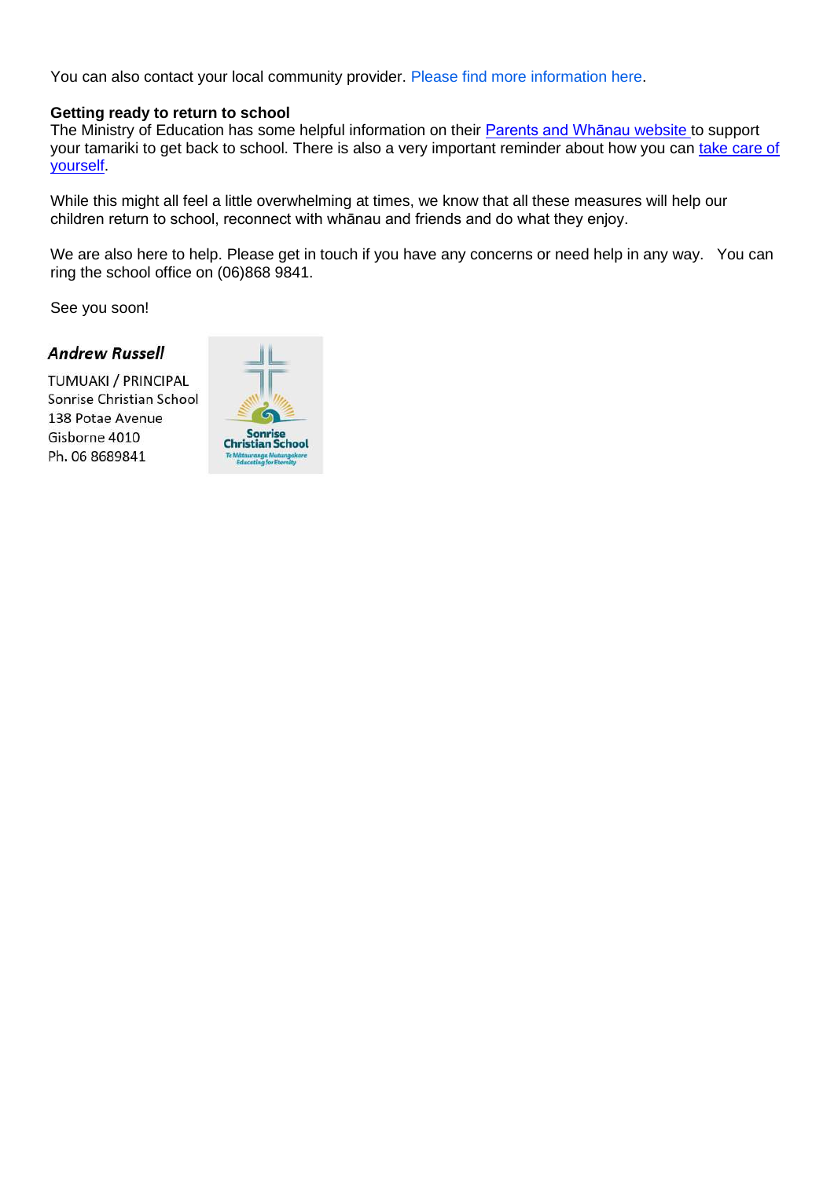You can also contact your local community provider. Please find more information here.

**Getting ready to return to school**
The Ministry of Education has some helpful information on their Parents and Whānau website to support your tamariki to get back to school. There is also a very important reminder about how you can take care of yourself.

While this might all feel a little overwhelming at times, we know that all these measures will help our children return to school, reconnect with whānau and friends and do what they enjoy.

We are also here to help. Please get in touch if you have any concerns or need help in any way. You can ring the school office on (06)868 9841.

See you soon!

***Andrew Russell***

TUMUAKI / PRINCIPAL
Sonrise Christian School
138 Potae Avenue
Gisborne 4010
Ph. 06 8689841